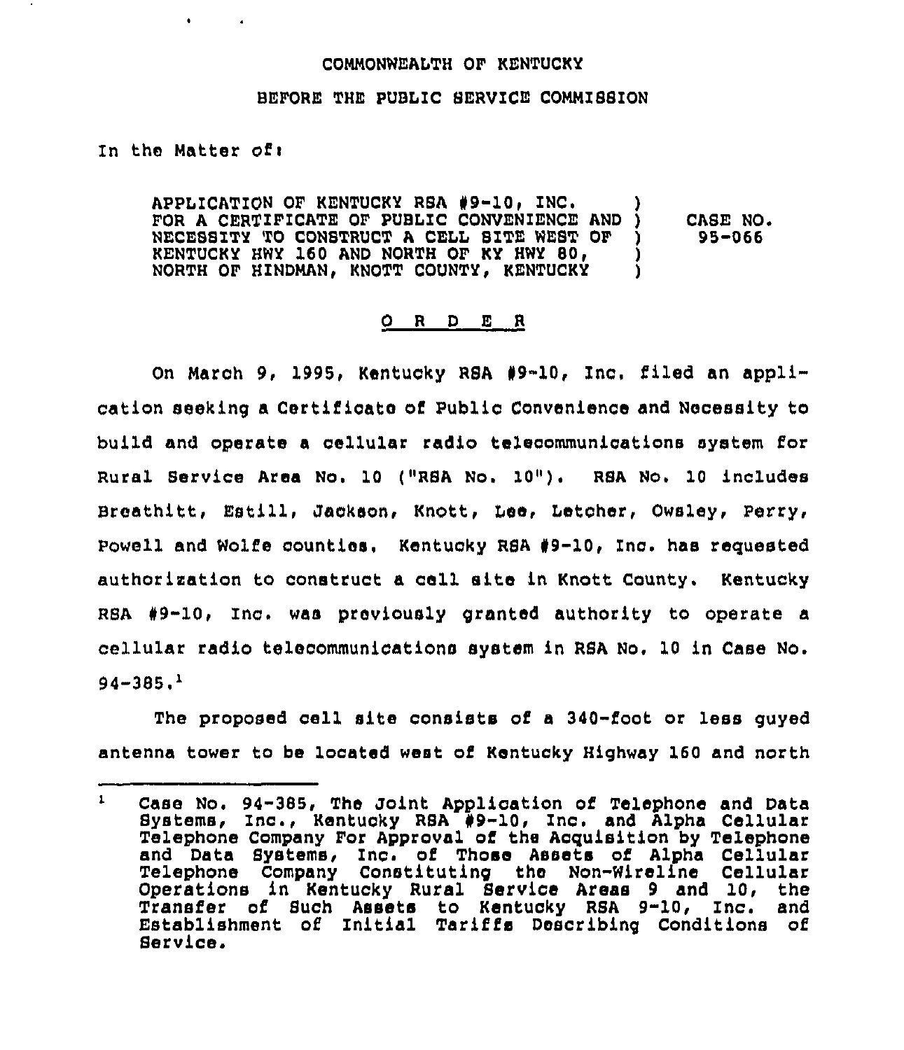COMMONWEALTH OF KENTUCKY

BEFORE THE PUBLIC SERVICE COMMISSION

In the Matter of:

| | | |
|---|---|---|
| APPLICATION OF KENTUCKY RSA #9-10, INC. FOR A CERTIFICATE OF PUBLIC CONVENIENCE AND NECESSITY TO CONSTRUCT A CELL SITE WEST OF KENTUCKY HWY 160 AND NORTH OF KY HWY 80, NORTH OF HINDMAN, KNOTT COUNTY, KENTUCKY | ) | CASE NO. 95-066 |

## O R D E R

On March 9, 1995, Kentucky RSA #9-10, Inc. filed an application seeking a Certificate of Public Convenience and Necessity to build and operate a cellular radio telecommunications system for Rural Service Area No. 10 ("RSA No. 10"). RSA No. 10 includes Breathitt, Estill, Jackson, Knott, Lee, Letcher, Owsley, Perry, Powell and Wolfe counties. Kentucky RSA #9-10, Inc. has requested authorization to construct a cell site in Knott County. Kentucky RSA #9-10, Inc. was previously granted authority to operate a cellular radio telecommunications system in RSA No. 10 in Case No. 94-385.[1]

The proposed cell site consists of a 340-foot or less guyed antenna tower to be located west of Kentucky Highway 160 and north

[1] Case No. 94-385, The Joint Application of Telephone and Data Systems, Inc., Kentucky RSA #9-10, Inc. and Alpha Cellular Telephone Company For Approval of the Acquisition by Telephone and Data Systems, Inc. of Those Assets of Alpha Cellular Telephone Company Constituting the Non-Wireline Cellular Operations in Kentucky Rural Service Areas 9 and 10, the Transfer of Such Assets to Kentucky RSA 9-10, Inc. and Establishment of Initial Tariffs Describing Conditions of Service.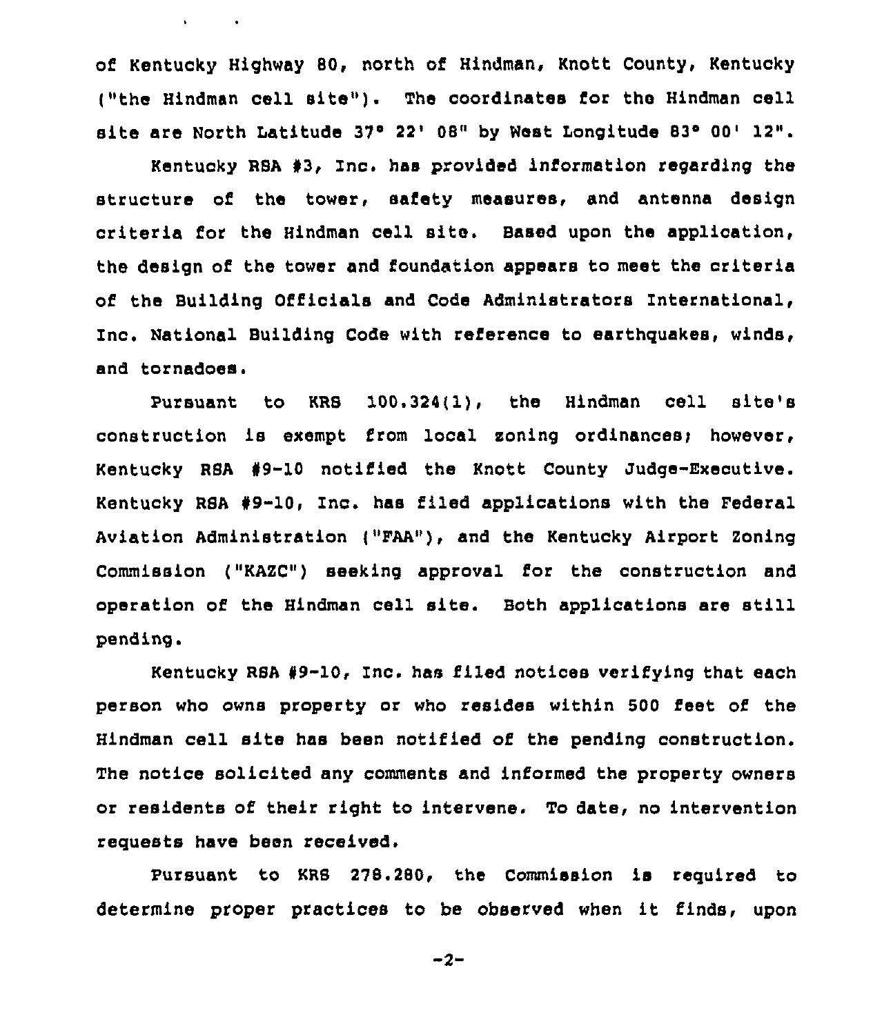of Kentucky Highway 80, north of Hindman, Knott County, Kentucky ("the Hindman cell site"). The coordinates for the Hindman cell site are North Latitude 37° 22' 08" by West Longitude 83° 00' 12".

Kentucky RSA #3, Inc. has provided information regarding the structure of the tower, safety measures, and antenna design criteria for the Hindman cell site. Based upon the application, the design of the tower and foundation appears to meet the criteria of the Building Officials and Code Administrators International, Inc. National Building Code with reference to earthquakes, winds, and tornadoes.

Pursuant to KRS 100.324(1), the Hindman cell site's construction is exempt from local zoning ordinances; however, Kentucky RSA #9-10 notified the Knott County Judge-Executive. Kentucky RSA #9-10, Inc. has filed applications with the Federal Aviation Administration ("FAA"), and the Kentucky Airport Zoning Commission ("KAZC") seeking approval for the construction and operation of the Hindman cell site. Both applications are still pending.

Kentucky RSA #9-10, Inc. has filed notices verifying that each person who owns property or who resides within 500 feet of the Hindman cell site has been notified of the pending construction. The notice solicited any comments and informed the property owners or residents of their right to intervene. To date, no intervention requests have been received.

Pursuant to KRS 278.280, the Commission is required to determine proper practices to be observed when it finds, upon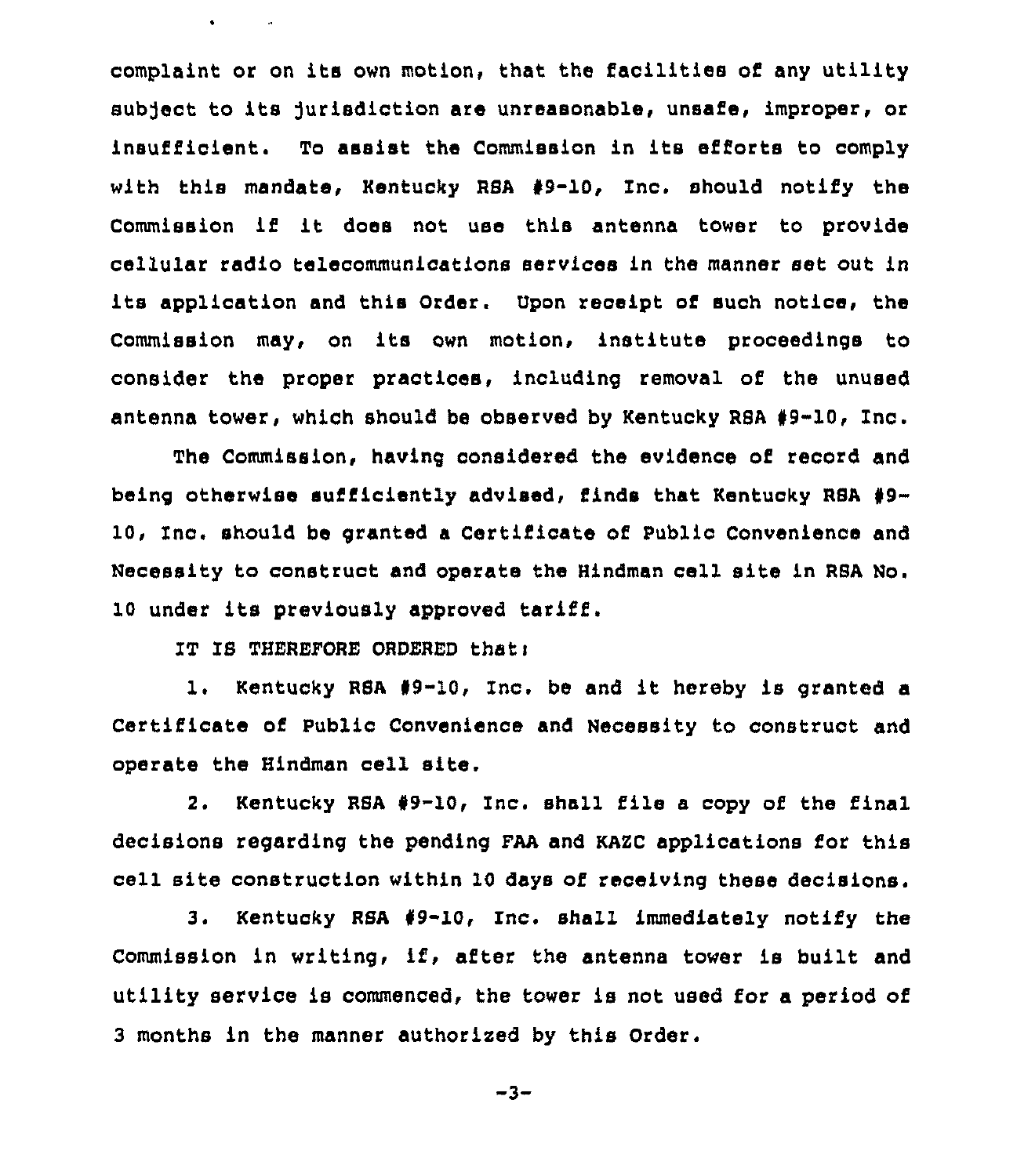complaint or on its own motion, that the facilities of any utility subject to its jurisdiction are unreasonable, unsafe, improper, or insufficient. To assist the Commission in its efforts to comply with this mandate, Kentucky RSA #9-10, Inc. should notify the Commission if it does not use this antenna tower to provide cellular radio telecommunications services in the manner set out in its application and this Order. Upon receipt of such notice, the Commission may, on its own motion, institute proceedings to consider the proper practices, including removal of the unused antenna tower, which should be observed by Kentucky RSA #9-10, Inc.

The Commission, having considered the evidence of record and being otherwise sufficiently advised, finds that Kentucky RSA #9-10, Inc. should be granted a Certificate of Public Convenience and Necessity to construct and operate the Hindman cell site in RSA No. 10 under its previously approved tariff.

IT IS THEREFORE ORDERED that:

1. Kentucky RSA #9-10, Inc. be and it hereby is granted a Certificate of Public Convenience and Necessity to construct and operate the Hindman cell site.

2. Kentucky RSA #9-10, Inc. shall file a copy of the final decisions regarding the pending FAA and KAZC applications for this cell site construction within 10 days of receiving these decisions.

3. Kentucky RSA #9-10, Inc. shall immediately notify the Commission in writing, if, after the antenna tower is built and utility service is commenced, the tower is not used for a period of 3 months in the manner authorized by this Order.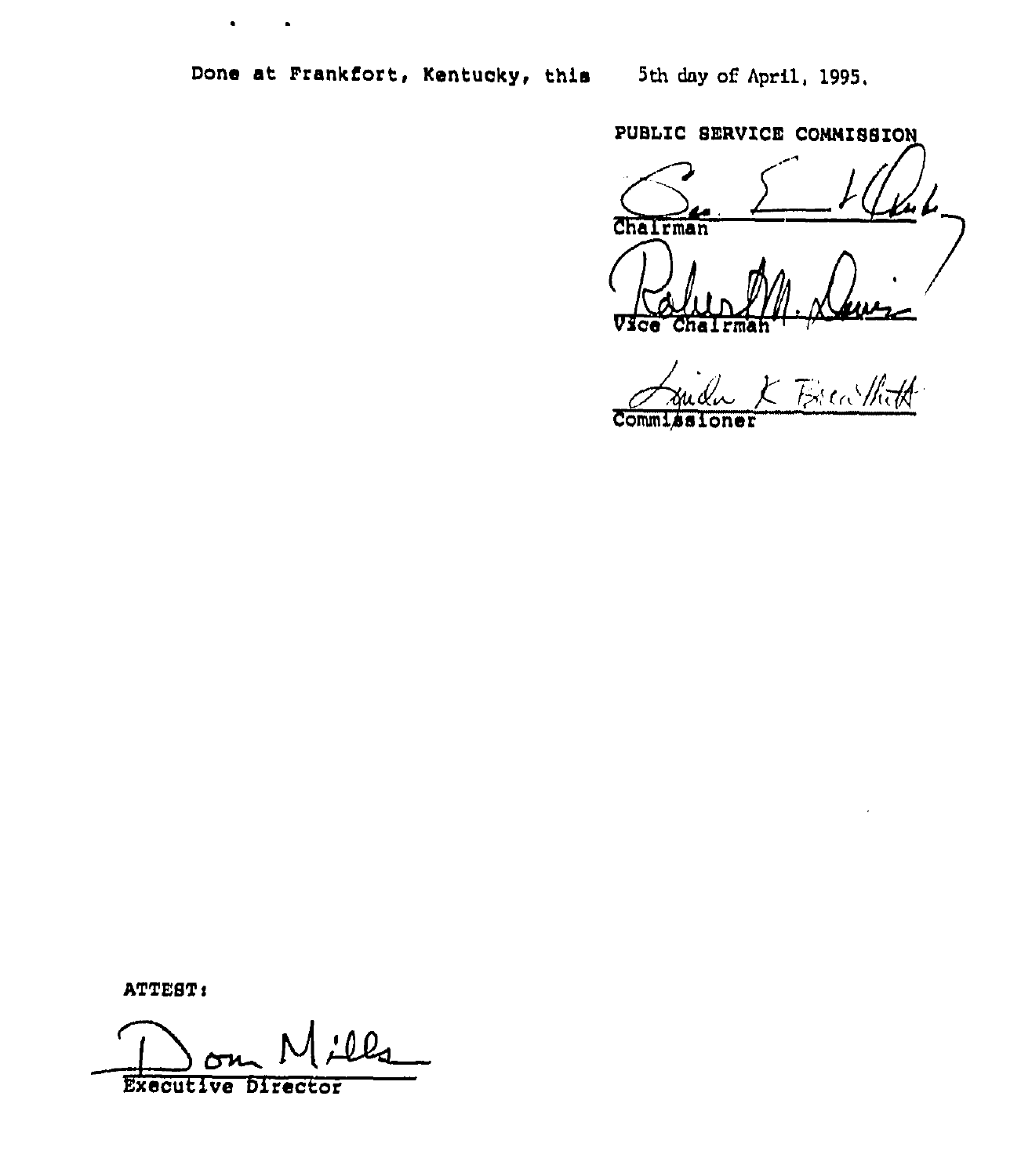Done at Frankfort, Kentucky, this 5th day of April, 1995.

PUBLIC SERVICE COMMISSION

Chairman

Vice Chairman

Commissioner

ATTEST:

Executive Director